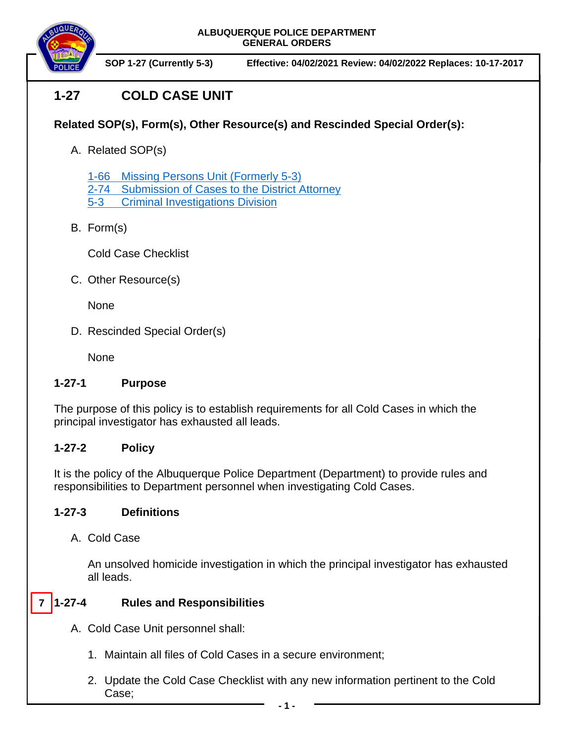ALBUQUERQUE POLICE DEPARTMENT
GENERAL ORDERS

**SOP 1-27 (Currently 5-3)** **Effective: 04/02/2021 Review: 04/02/2022 Replaces: 10-17-2017**

# 1-27 COLD CASE UNIT

**Related SOP(s), Form(s), Other Resource(s) and Rescinded Special Order(s):**

A. Related SOP(s)

1-66 Missing Persons Unit (Formerly 5-3)
2-74 Submission of Cases to the District Attorney
5-3 Criminal Investigations Division

B. Form(s)

Cold Case Checklist

C. Other Resource(s)

None

D. Rescinded Special Order(s)

None

## 1-27-1 Purpose

The purpose of this policy is to establish requirements for all Cold Cases in which the principal investigator has exhausted all leads.

## 1-27-2 Policy

It is the policy of the Albuquerque Police Department (Department) to provide rules and responsibilities to Department personnel when investigating Cold Cases.

## 1-27-3 Definitions

A. Cold Case

An unsolved homicide investigation in which the principal investigator has exhausted all leads.

## 7 1-27-4 Rules and Responsibilities

A. Cold Case Unit personnel shall:

1. Maintain all files of Cold Cases in a secure environment;

2. Update the Cold Case Checklist with any new information pertinent to the Cold Case;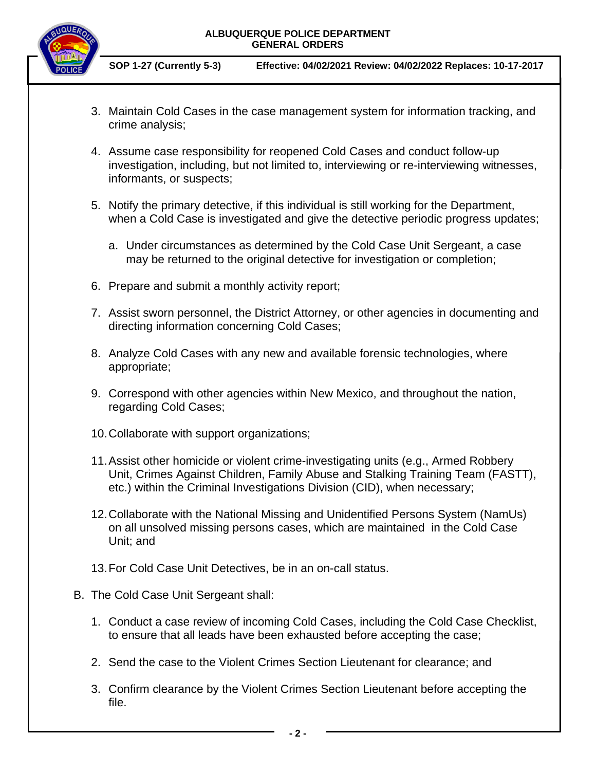3. Maintain Cold Cases in the case management system for information tracking, and crime analysis;

4. Assume case responsibility for reopened Cold Cases and conduct follow-up investigation, including, but not limited to, interviewing or re-interviewing witnesses, informants, or suspects;

5. Notify the primary detective, if this individual is still working for the Department, when a Cold Case is investigated and give the detective periodic progress updates;

   a. Under circumstances as determined by the Cold Case Unit Sergeant, a case may be returned to the original detective for investigation or completion;

6. Prepare and submit a monthly activity report;

7. Assist sworn personnel, the District Attorney, or other agencies in documenting and directing information concerning Cold Cases;

8. Analyze Cold Cases with any new and available forensic technologies, where appropriate;

9. Correspond with other agencies within New Mexico, and throughout the nation, regarding Cold Cases;

10. Collaborate with support organizations;

11. Assist other homicide or violent crime-investigating units (e.g., Armed Robbery Unit, Crimes Against Children, Family Abuse and Stalking Training Team (FASTT), etc.) within the Criminal Investigations Division (CID), when necessary;

12. Collaborate with the National Missing and Unidentified Persons System (NamUs) on all unsolved missing persons cases, which are maintained in the Cold Case Unit; and

13. For Cold Case Unit Detectives, be in an on-call status.

B. The Cold Case Unit Sergeant shall:

1. Conduct a case review of incoming Cold Cases, including the Cold Case Checklist, to ensure that all leads have been exhausted before accepting the case;

2. Send the case to the Violent Crimes Section Lieutenant for clearance; and

3. Confirm clearance by the Violent Crimes Section Lieutenant before accepting the file.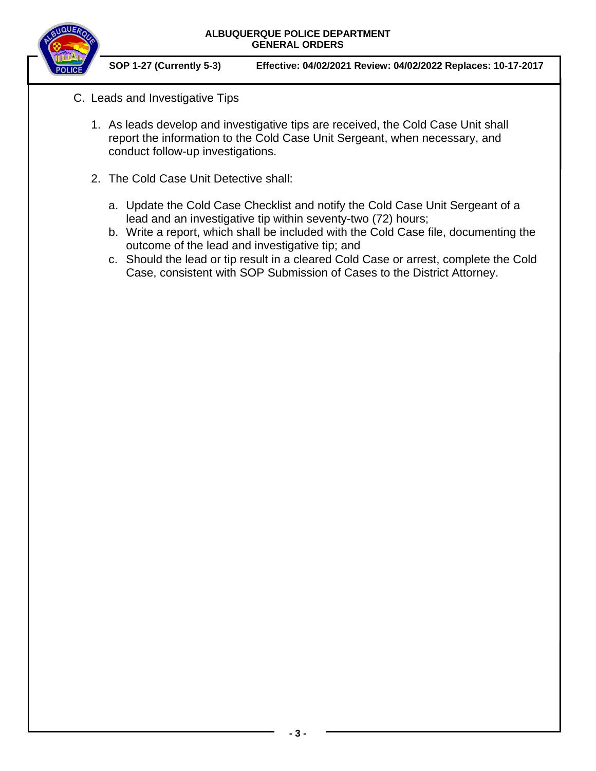C. Leads and Investigative Tips

1. As leads develop and investigative tips are received, the Cold Case Unit shall report the information to the Cold Case Unit Sergeant, when necessary, and conduct follow-up investigations.

2. The Cold Case Unit Detective shall:

    a. Update the Cold Case Checklist and notify the Cold Case Unit Sergeant of a lead and an investigative tip within seventy-two (72) hours;
    b. Write a report, which shall be included with the Cold Case file, documenting the outcome of the lead and investigative tip; and
    c. Should the lead or tip result in a cleared Cold Case or arrest, complete the Cold Case, consistent with SOP Submission of Cases to the District Attorney.